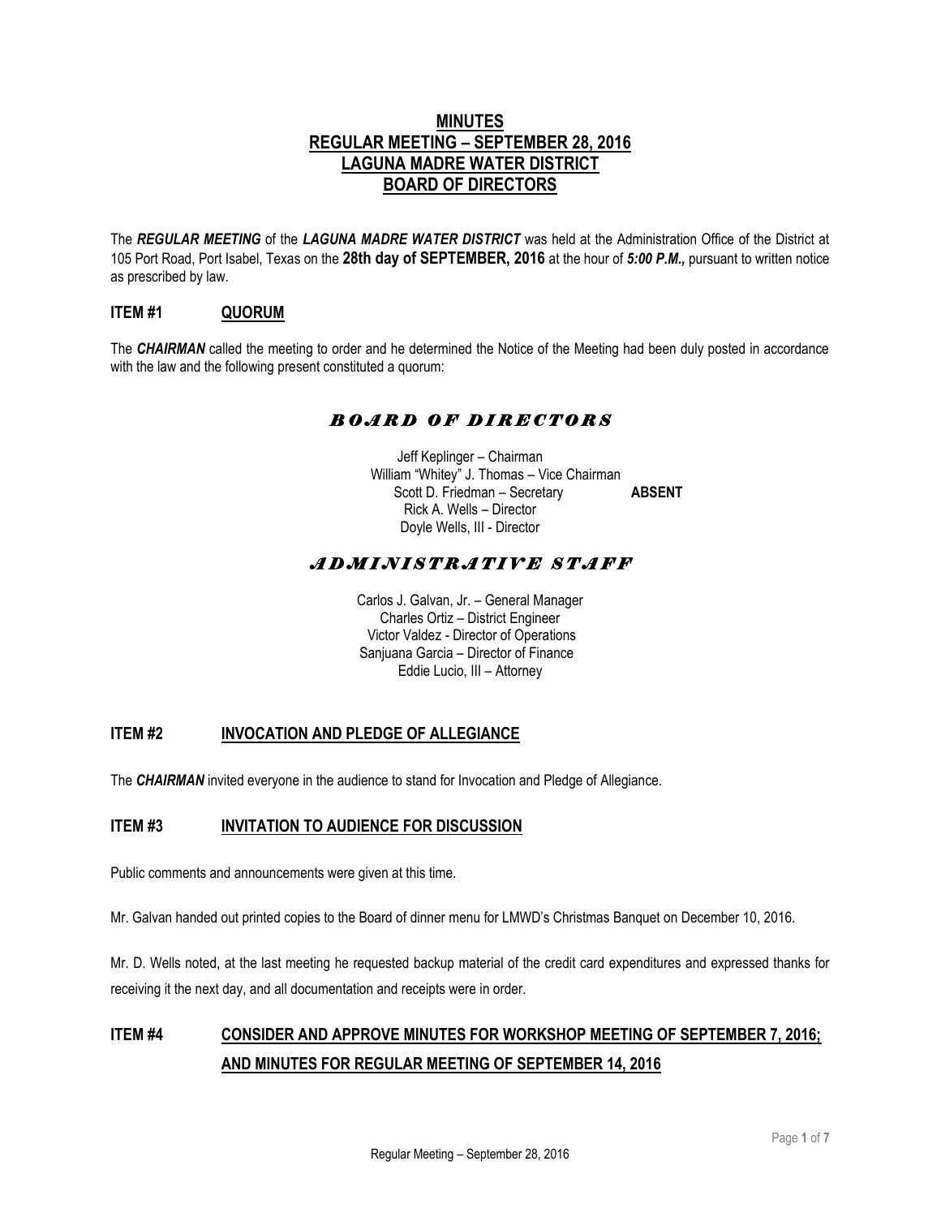# MINUTES
# REGULAR MEETING – SEPTEMBER 28, 2016
# LAGUNA MADRE WATER DISTRICT
# BOARD OF DIRECTORS

The ***REGULAR MEETING*** of the ***LAGUNA MADRE WATER DISTRICT*** was held at the Administration Office of the District at 105 Port Road, Port Isabel, Texas on the **28th day of SEPTEMBER, 2016** at the hour of ***5:00 P.M.,*** pursuant to written notice as prescribed by law.

## ITEM #1 QUORUM

The ***CHAIRMAN*** called the meeting to order and he determined the Notice of the Meeting had been duly posted in accordance with the law and the following present constituted a quorum:

### *BOARD OF DIRECTORS*

Jeff Keplinger – Chairman
William "Whitey" J. Thomas – Vice Chairman
Scott D. Friedman – Secretary **ABSENT**
Rick A. Wells – Director
Doyle Wells, III - Director

### *ADMINISTRATIVE STAFF*

Carlos J. Galvan, Jr. – General Manager
Charles Ortiz – District Engineer
Victor Valdez - Director of Operations
Sanjuana Garcia – Director of Finance
Eddie Lucio, III – Attorney

## ITEM #2 INVOCATION AND PLEDGE OF ALLEGIANCE

The ***CHAIRMAN*** invited everyone in the audience to stand for Invocation and Pledge of Allegiance.

## ITEM #3 INVITATION TO AUDIENCE FOR DISCUSSION

Public comments and announcements were given at this time.

Mr. Galvan handed out printed copies to the Board of dinner menu for LMWD's Christmas Banquet on December 10, 2016.

Mr. D. Wells noted, at the last meeting he requested backup material of the credit card expenditures and expressed thanks for receiving it the next day, and all documentation and receipts were in order.

## ITEM #4 CONSIDER AND APPROVE MINUTES FOR WORKSHOP MEETING OF SEPTEMBER 7, 2016; AND MINUTES FOR REGULAR MEETING OF SEPTEMBER 14, 2016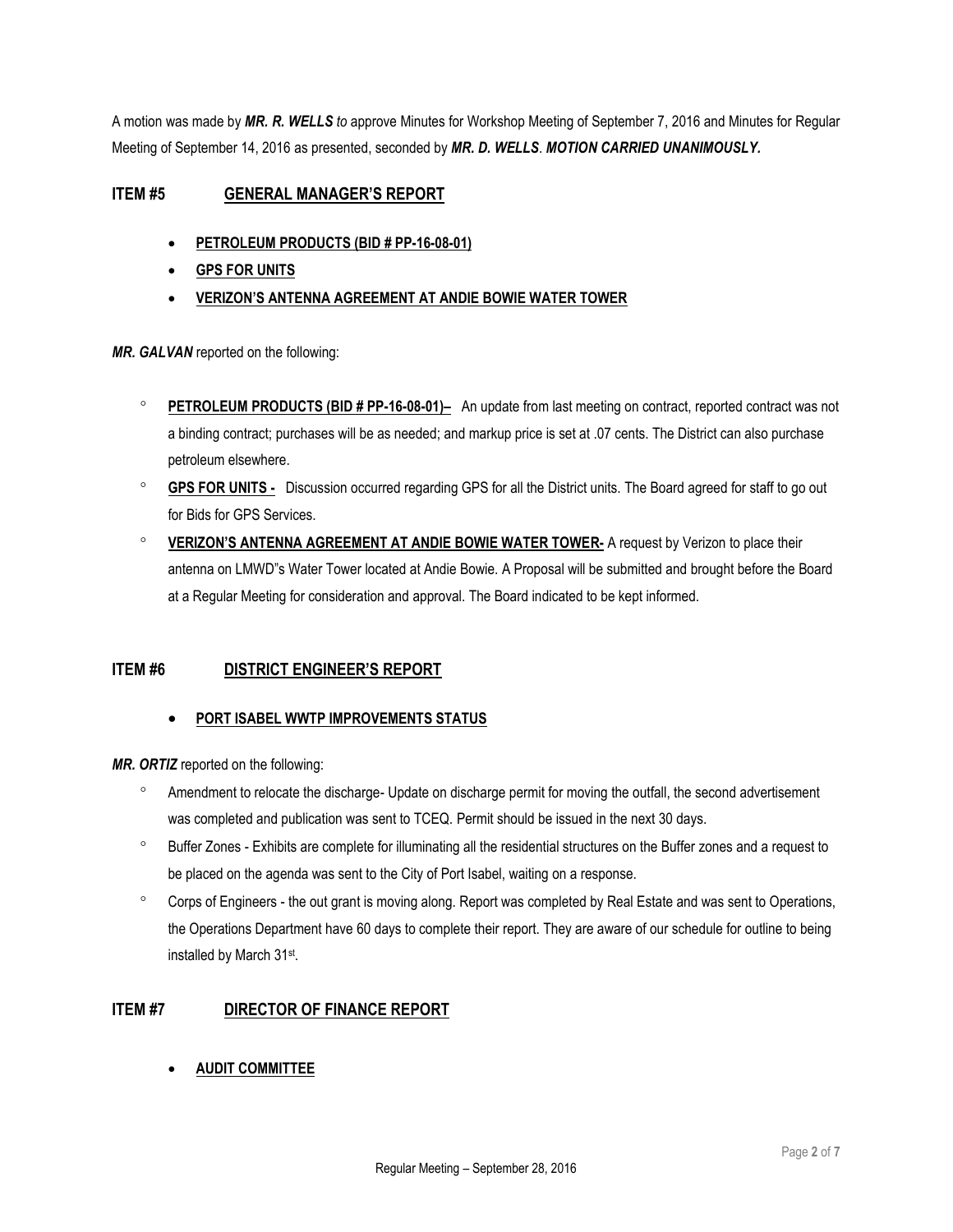A motion was made by ***MR. R. WELLS*** *to* approve Minutes for Workshop Meeting of September 7, 2016 and Minutes for Regular Meeting of September 14, 2016 as presented, seconded by ***MR. D. WELLS***. ***MOTION CARRIED UNANIMOUSLY.***

## ITEM #5 GENERAL MANAGER'S REPORT

- **PETROLEUM PRODUCTS (BID # PP-16-08-01)**
- **GPS FOR UNITS**
- **VERIZON'S ANTENNA AGREEMENT AT ANDIE BOWIE WATER TOWER**

***MR. GALVAN*** reported on the following:

- **PETROLEUM PRODUCTS (BID # PP-16-08-01)–** An update from last meeting on contract, reported contract was not a binding contract; purchases will be as needed; and markup price is set at .07 cents. The District can also purchase petroleum elsewhere.
- **GPS FOR UNITS -** Discussion occurred regarding GPS for all the District units. The Board agreed for staff to go out for Bids for GPS Services.
- **VERIZON'S ANTENNA AGREEMENT AT ANDIE BOWIE WATER TOWER-** A request by Verizon to place their antenna on LMWD"s Water Tower located at Andie Bowie. A Proposal will be submitted and brought before the Board at a Regular Meeting for consideration and approval. The Board indicated to be kept informed.

## ITEM #6 DISTRICT ENGINEER'S REPORT

- **PORT ISABEL WWTP IMPROVEMENTS STATUS**

***MR. ORTIZ*** reported on the following:

- Amendment to relocate the discharge- Update on discharge permit for moving the outfall, the second advertisement was completed and publication was sent to TCEQ. Permit should be issued in the next 30 days.
- Buffer Zones - Exhibits are complete for illuminating all the residential structures on the Buffer zones and a request to be placed on the agenda was sent to the City of Port Isabel, waiting on a response.
- Corps of Engineers - the out grant is moving along. Report was completed by Real Estate and was sent to Operations, the Operations Department have 60 days to complete their report. They are aware of our schedule for outline to being installed by March 31st.

## ITEM #7 DIRECTOR OF FINANCE REPORT

- **AUDIT COMMITTEE**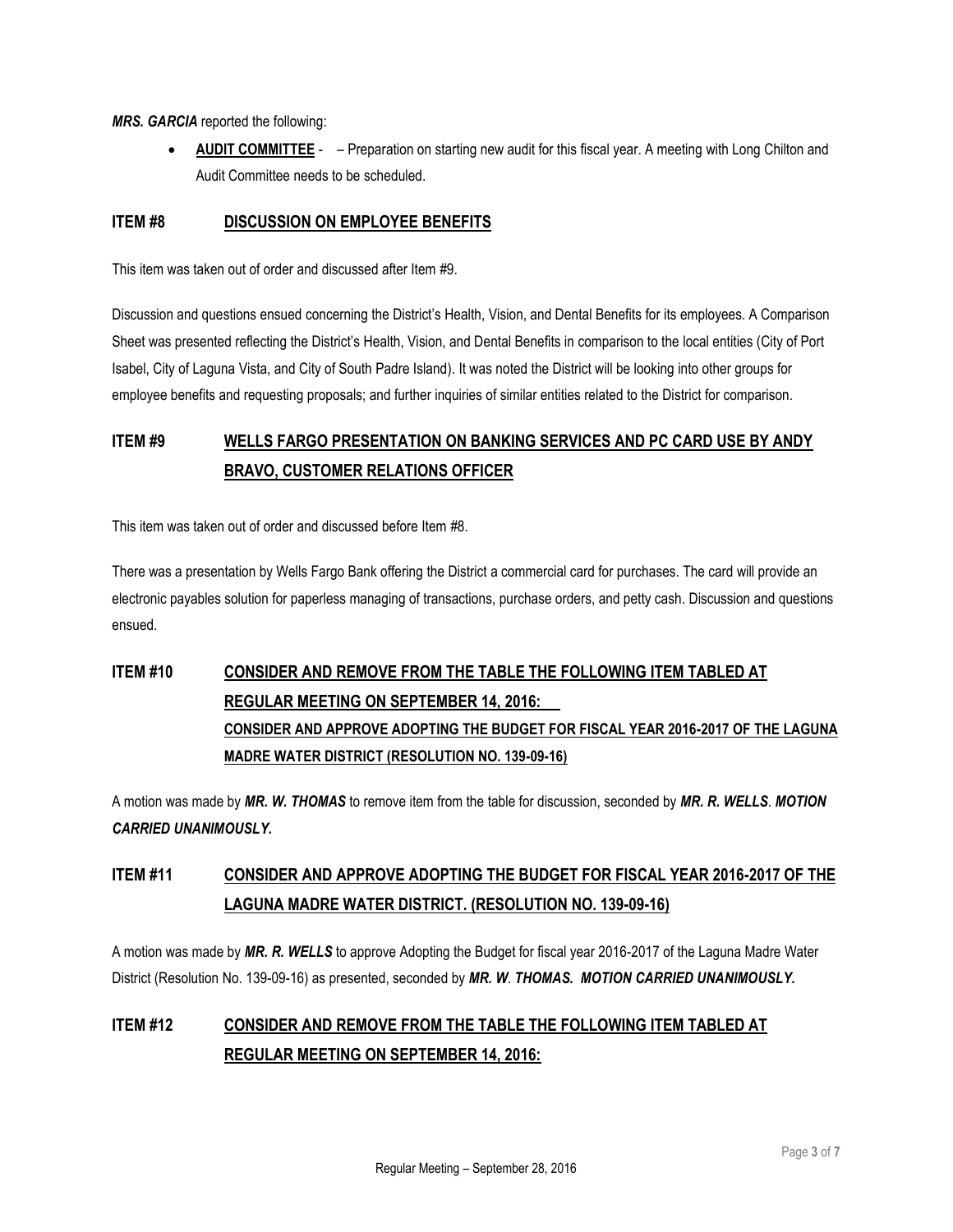***MRS. GARCIA*** reported the following:

- **AUDIT COMMITTEE** - – Preparation on starting new audit for this fiscal year. A meeting with Long Chilton and Audit Committee needs to be scheduled.

## ITEM #8 DISCUSSION ON EMPLOYEE BENEFITS

This item was taken out of order and discussed after Item #9.

Discussion and questions ensued concerning the District's Health, Vision, and Dental Benefits for its employees. A Comparison Sheet was presented reflecting the District's Health, Vision, and Dental Benefits in comparison to the local entities (City of Port Isabel, City of Laguna Vista, and City of South Padre Island). It was noted the District will be looking into other groups for employee benefits and requesting proposals; and further inquiries of similar entities related to the District for comparison.

## ITEM #9 WELLS FARGO PRESENTATION ON BANKING SERVICES AND PC CARD USE BY ANDY BRAVO, CUSTOMER RELATIONS OFFICER

This item was taken out of order and discussed before Item #8.

There was a presentation by Wells Fargo Bank offering the District a commercial card for purchases. The card will provide an electronic payables solution for paperless managing of transactions, purchase orders, and petty cash. Discussion and questions ensued.

## ITEM #10 CONSIDER AND REMOVE FROM THE TABLE THE FOLLOWING ITEM TABLED AT REGULAR MEETING ON SEPTEMBER 14, 2016: CONSIDER AND APPROVE ADOPTING THE BUDGET FOR FISCAL YEAR 2016-2017 OF THE LAGUNA MADRE WATER DISTRICT (RESOLUTION NO. 139-09-16)

A motion was made by ***MR. W. THOMAS*** to remove item from the table for discussion, seconded by ***MR. R. WELLS***. ***MOTION CARRIED UNANIMOUSLY.***

## ITEM #11 CONSIDER AND APPROVE ADOPTING THE BUDGET FOR FISCAL YEAR 2016-2017 OF THE LAGUNA MADRE WATER DISTRICT. (RESOLUTION NO. 139-09-16)

A motion was made by ***MR. R. WELLS*** to approve Adopting the Budget for fiscal year 2016-2017 of the Laguna Madre Water District (Resolution No. 139-09-16) as presented, seconded by ***MR. W. THOMAS. MOTION CARRIED UNANIMOUSLY.***

## ITEM #12 CONSIDER AND REMOVE FROM THE TABLE THE FOLLOWING ITEM TABLED AT REGULAR MEETING ON SEPTEMBER 14, 2016: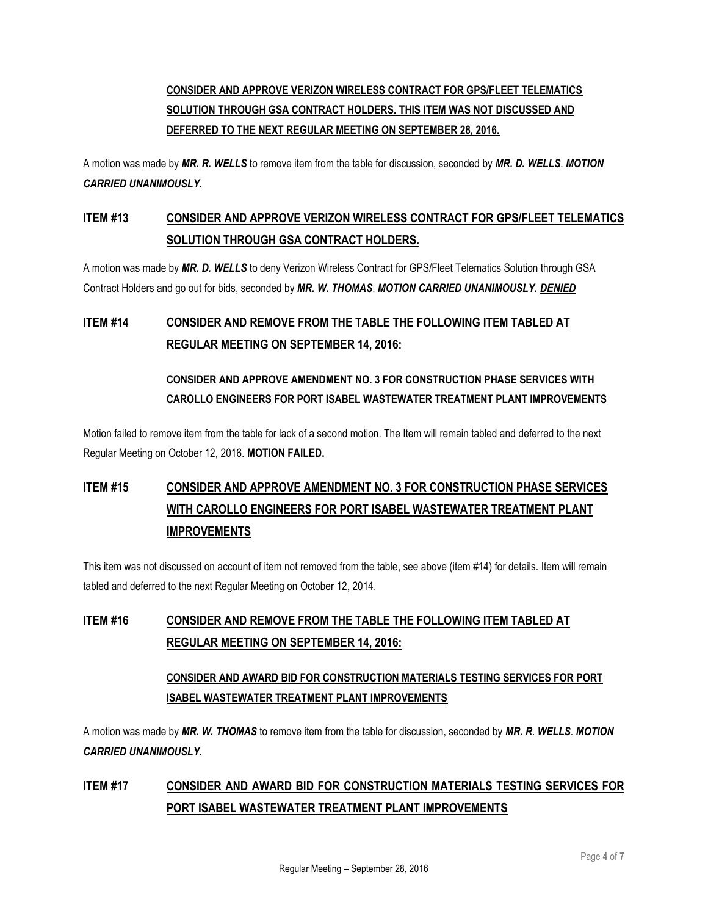**CONSIDER AND APPROVE VERIZON WIRELESS CONTRACT FOR GPS/FLEET TELEMATICS SOLUTION THROUGH GSA CONTRACT HOLDERS. THIS ITEM WAS NOT DISCUSSED AND DEFERRED TO THE NEXT REGULAR MEETING ON SEPTEMBER 28, 2016.**

A motion was made by ***MR. R. WELLS*** to remove item from the table for discussion, seconded by ***MR. D. WELLS***. ***MOTION CARRIED UNANIMOUSLY.***

## ITEM #13 CONSIDER AND APPROVE VERIZON WIRELESS CONTRACT FOR GPS/FLEET TELEMATICS SOLUTION THROUGH GSA CONTRACT HOLDERS.

A motion was made by ***MR. D. WELLS*** to deny Verizon Wireless Contract for GPS/Fleet Telematics Solution through GSA Contract Holders and go out for bids, seconded by ***MR. W. THOMAS***. ***MOTION CARRIED UNANIMOUSLY. DENIED***

## ITEM #14 CONSIDER AND REMOVE FROM THE TABLE THE FOLLOWING ITEM TABLED AT REGULAR MEETING ON SEPTEMBER 14, 2016:

**CONSIDER AND APPROVE AMENDMENT NO. 3 FOR CONSTRUCTION PHASE SERVICES WITH CAROLLO ENGINEERS FOR PORT ISABEL WASTEWATER TREATMENT PLANT IMPROVEMENTS**

Motion failed to remove item from the table for lack of a second motion. The Item will remain tabled and deferred to the next Regular Meeting on October 12, 2016. **MOTION FAILED.**

## ITEM #15 CONSIDER AND APPROVE AMENDMENT NO. 3 FOR CONSTRUCTION PHASE SERVICES WITH CAROLLO ENGINEERS FOR PORT ISABEL WASTEWATER TREATMENT PLANT IMPROVEMENTS

This item was not discussed on account of item not removed from the table, see above (item #14) for details. Item will remain tabled and deferred to the next Regular Meeting on October 12, 2014.

## ITEM #16 CONSIDER AND REMOVE FROM THE TABLE THE FOLLOWING ITEM TABLED AT REGULAR MEETING ON SEPTEMBER 14, 2016:

**CONSIDER AND AWARD BID FOR CONSTRUCTION MATERIALS TESTING SERVICES FOR PORT ISABEL WASTEWATER TREATMENT PLANT IMPROVEMENTS**

A motion was made by ***MR. W. THOMAS*** to remove item from the table for discussion, seconded by ***MR. R. WELLS***. ***MOTION CARRIED UNANIMOUSLY.***

## ITEM #17 CONSIDER AND AWARD BID FOR CONSTRUCTION MATERIALS TESTING SERVICES FOR PORT ISABEL WASTEWATER TREATMENT PLANT IMPROVEMENTS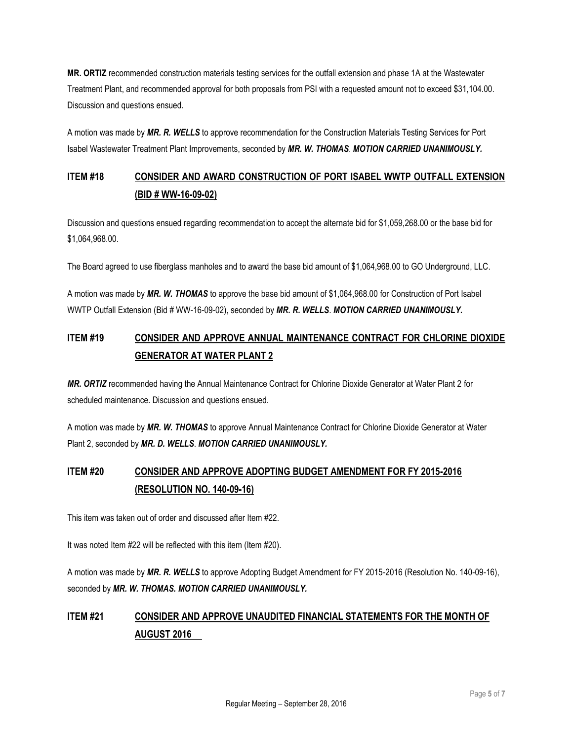**MR. ORTIZ** recommended construction materials testing services for the outfall extension and phase 1A at the Wastewater Treatment Plant, and recommended approval for both proposals from PSI with a requested amount not to exceed $31,104.00. Discussion and questions ensued.

A motion was made by ***MR. R. WELLS*** to approve recommendation for the Construction Materials Testing Services for Port Isabel Wastewater Treatment Plant Improvements, seconded by ***MR. W. THOMAS***. ***MOTION CARRIED UNANIMOUSLY.***

## ITEM #18 CONSIDER AND AWARD CONSTRUCTION OF PORT ISABEL WWTP OUTFALL EXTENSION (BID # WW-16-09-02)

Discussion and questions ensued regarding recommendation to accept the alternate bid for $1,059,268.00 or the base bid for $1,064,968.00.

The Board agreed to use fiberglass manholes and to award the base bid amount of $1,064,968.00 to GO Underground, LLC.

A motion was made by ***MR. W. THOMAS*** to approve the base bid amount of $1,064,968.00 for Construction of Port Isabel WWTP Outfall Extension (Bid # WW-16-09-02), seconded by ***MR. R. WELLS***. ***MOTION CARRIED UNANIMOUSLY.***

## ITEM #19 CONSIDER AND APPROVE ANNUAL MAINTENANCE CONTRACT FOR CHLORINE DIOXIDE GENERATOR AT WATER PLANT 2

***MR. ORTIZ*** recommended having the Annual Maintenance Contract for Chlorine Dioxide Generator at Water Plant 2 for scheduled maintenance. Discussion and questions ensued.

A motion was made by ***MR. W. THOMAS*** to approve Annual Maintenance Contract for Chlorine Dioxide Generator at Water Plant 2, seconded by ***MR. D. WELLS***. ***MOTION CARRIED UNANIMOUSLY.***

## ITEM #20 CONSIDER AND APPROVE ADOPTING BUDGET AMENDMENT FOR FY 2015-2016 (RESOLUTION NO. 140-09-16)

This item was taken out of order and discussed after Item #22.

It was noted Item #22 will be reflected with this item (Item #20).

A motion was made by ***MR. R. WELLS*** to approve Adopting Budget Amendment for FY 2015-2016 (Resolution No. 140-09-16), seconded by ***MR. W. THOMAS. MOTION CARRIED UNANIMOUSLY.***

## ITEM #21 CONSIDER AND APPROVE UNAUDITED FINANCIAL STATEMENTS FOR THE MONTH OF AUGUST 2016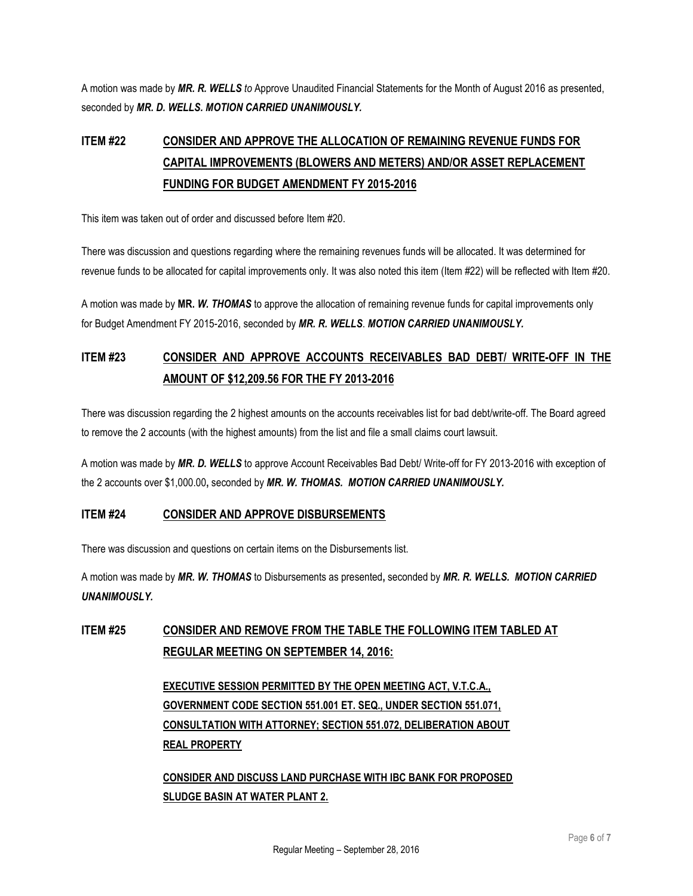A motion was made by ***MR. R. WELLS*** *to* Approve Unaudited Financial Statements for the Month of August 2016 as presented, seconded by ***MR. D. WELLS. MOTION CARRIED UNANIMOUSLY.***

## ITEM #22 CONSIDER AND APPROVE THE ALLOCATION OF REMAINING REVENUE FUNDS FOR CAPITAL IMPROVEMENTS (BLOWERS AND METERS) AND/OR ASSET REPLACEMENT FUNDING FOR BUDGET AMENDMENT FY 2015-2016

This item was taken out of order and discussed before Item #20.

There was discussion and questions regarding where the remaining revenues funds will be allocated. It was determined for revenue funds to be allocated for capital improvements only. It was also noted this item (Item #22) will be reflected with Item #20.

A motion was made by **MR. *W. THOMAS*** to approve the allocation of remaining revenue funds for capital improvements only for Budget Amendment FY 2015-2016, seconded by ***MR. R. WELLS***. ***MOTION CARRIED UNANIMOUSLY.***

## ITEM #23 CONSIDER AND APPROVE ACCOUNTS RECEIVABLES BAD DEBT/ WRITE-OFF IN THE AMOUNT OF $12,209.56 FOR THE FY 2013-2016

There was discussion regarding the 2 highest amounts on the accounts receivables list for bad debt/write-off. The Board agreed to remove the 2 accounts (with the highest amounts) from the list and file a small claims court lawsuit.

A motion was made by ***MR. D. WELLS*** to approve Account Receivables Bad Debt/ Write-off for FY 2013-2016 with exception of the 2 accounts over $1,000.00**,** seconded by ***MR. W. THOMAS. MOTION CARRIED UNANIMOUSLY.***

## ITEM #24 CONSIDER AND APPROVE DISBURSEMENTS

There was discussion and questions on certain items on the Disbursements list.

A motion was made by ***MR. W. THOMAS*** to Disbursements as presented**,** seconded by ***MR. R. WELLS. MOTION CARRIED UNANIMOUSLY.***

## ITEM #25 CONSIDER AND REMOVE FROM THE TABLE THE FOLLOWING ITEM TABLED AT REGULAR MEETING ON SEPTEMBER 14, 2016:

**EXECUTIVE SESSION PERMITTED BY THE OPEN MEETING ACT, V.T.C.A., GOVERNMENT CODE SECTION 551.001 ET. SEQ., UNDER SECTION 551.071, CONSULTATION WITH ATTORNEY; SECTION 551.072, DELIBERATION ABOUT REAL PROPERTY**

**CONSIDER AND DISCUSS LAND PURCHASE WITH IBC BANK FOR PROPOSED SLUDGE BASIN AT WATER PLANT 2.**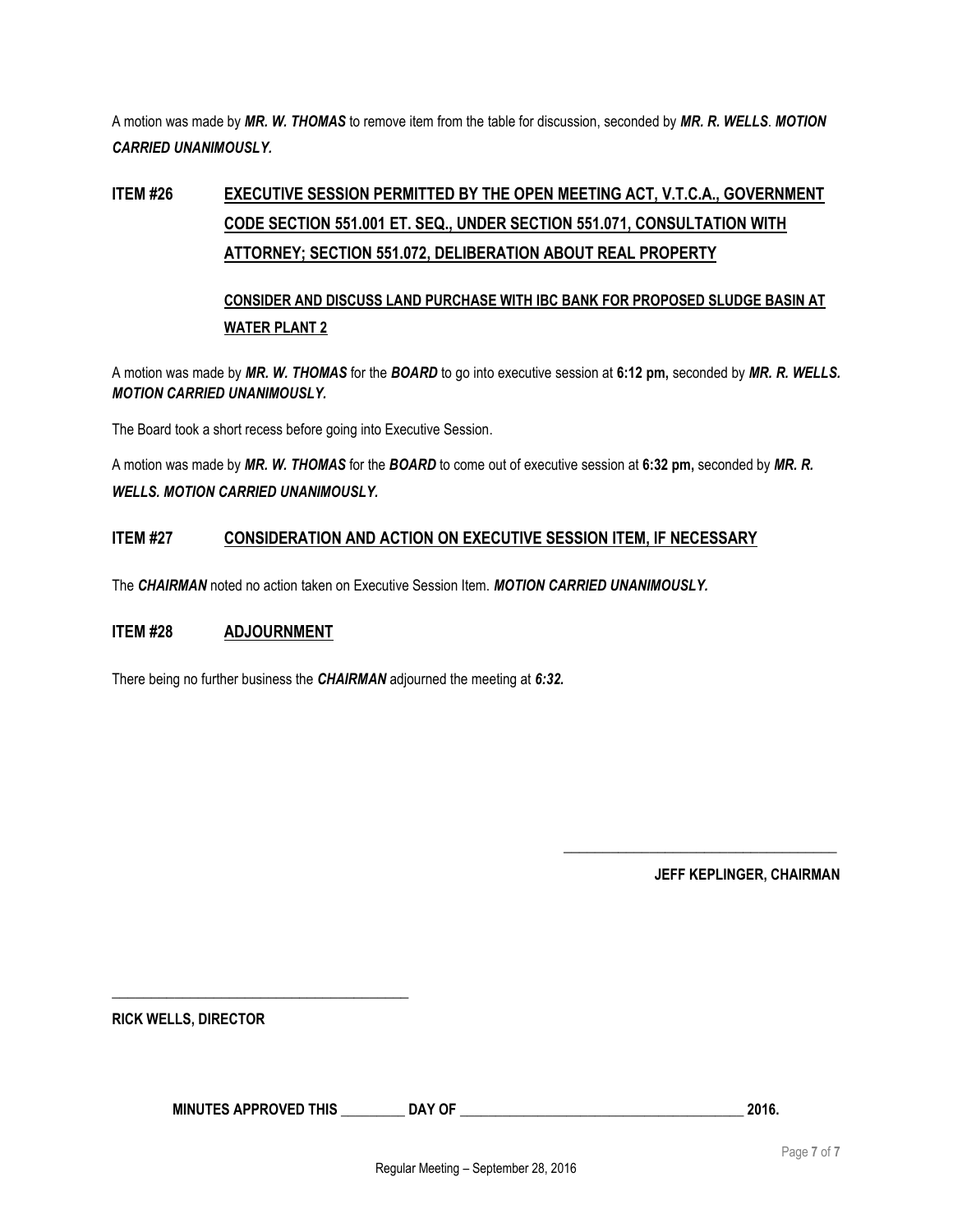A motion was made by ***MR. W. THOMAS*** to remove item from the table for discussion, seconded by ***MR. R. WELLS***. ***MOTION CARRIED UNANIMOUSLY.***

## ITEM #26 EXECUTIVE SESSION PERMITTED BY THE OPEN MEETING ACT, V.T.C.A., GOVERNMENT CODE SECTION 551.001 ET. SEQ., UNDER SECTION 551.071, CONSULTATION WITH ATTORNEY; SECTION 551.072, DELIBERATION ABOUT REAL PROPERTY

**CONSIDER AND DISCUSS LAND PURCHASE WITH IBC BANK FOR PROPOSED SLUDGE BASIN AT WATER PLANT 2**

A motion was made by ***MR. W. THOMAS*** for the ***BOARD*** to go into executive session at **6:12 pm,** seconded by ***MR. R. WELLS. MOTION CARRIED UNANIMOUSLY.***

The Board took a short recess before going into Executive Session.

A motion was made by ***MR. W. THOMAS*** for the ***BOARD*** to come out of executive session at **6:32 pm,** seconded by ***MR. R. WELLS. MOTION CARRIED UNANIMOUSLY.***

## ITEM #27 CONSIDERATION AND ACTION ON EXECUTIVE SESSION ITEM, IF NECESSARY

The ***CHAIRMAN*** noted no action taken on Executive Session Item. ***MOTION CARRIED UNANIMOUSLY.***

## ITEM #28 ADJOURNMENT

There being no further business the ***CHAIRMAN*** adjourned the meeting at ***6:32.***

\_\_\_\_\_\_\_\_\_\_\_\_\_\_\_\_\_\_\_\_\_\_\_\_\_\_\_\_\_\_\_\_\_\_\_\_\_\_\_\_

**JEFF KEPLINGER, CHAIRMAN**

\_\_\_\_\_\_\_\_\_\_\_\_\_\_\_\_\_\_\_\_\_\_\_\_\_\_\_\_\_\_\_\_\_\_\_\_\_\_\_\_

**RICK WELLS, DIRECTOR**

**MINUTES APPROVED THIS \_\_\_\_\_\_\_\_\_ DAY OF \_\_\_\_\_\_\_\_\_\_\_\_\_\_\_\_\_\_\_\_\_\_\_\_\_\_\_\_\_\_\_\_\_\_\_\_\_\_\_\_ 2016.**